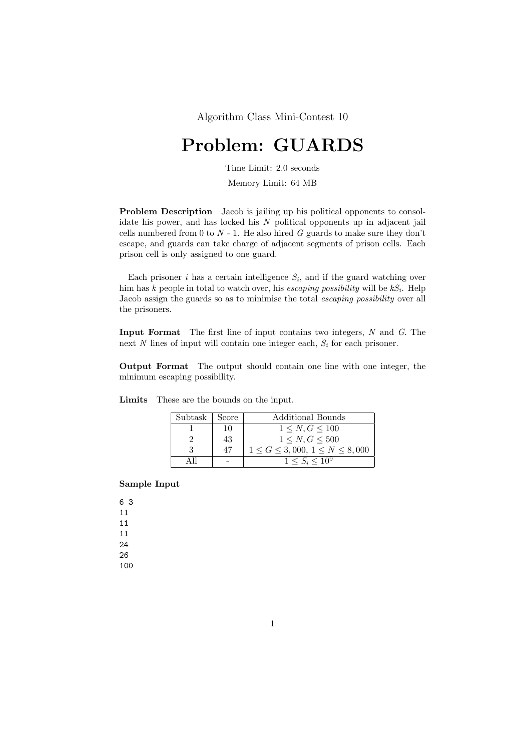Algorithm Class Mini-Contest 10

# Problem: GUARDS

Time Limit: 2.0 seconds

Memory Limit: 64 MB

**Problem Description** Jacob is jailing up his political opponents to consolidate his power, and has locked his $N$ political opponents up in adjacent jail cells numbered from 0 to $N$ - 1. He also hired $G$ guards to make sure they don't escape, and guards can take charge of adjacent segments of prison cells. Each prison cell is only assigned to one guard.

Each prisoner $i$ has a certain intelligence $S_i$, and if the guard watching over him has $k$ people in total to watch over, his *escaping possibility* will be $kS_i$. Help Jacob assign the guards so as to minimise the total *escaping possibility* over all the prisoners.

**Input Format** The first line of input contains two integers, $N$ and $G$. The next $N$ lines of input will contain one integer each, $S_i$ for each prisoner.

**Output Format** The output should contain one line with one integer, the minimum escaping possibility.

**Limits** These are the bounds on the input.

| Subtask | Score | Additional Bounds |
|---|---|---|
| 1 | 10 | $1 \leq N, G \leq 100$ |
| 2 | 43 | $1 \leq N, G \leq 500$ |
| 3 | 47 | $1 \leq G \leq 3,000$, $1 \leq N \leq 8,000$ |
| All | - | $1 \leq S_i \leq 10^9$ |

### Sample Input

```
6 3
11
11
11
24
26
100
```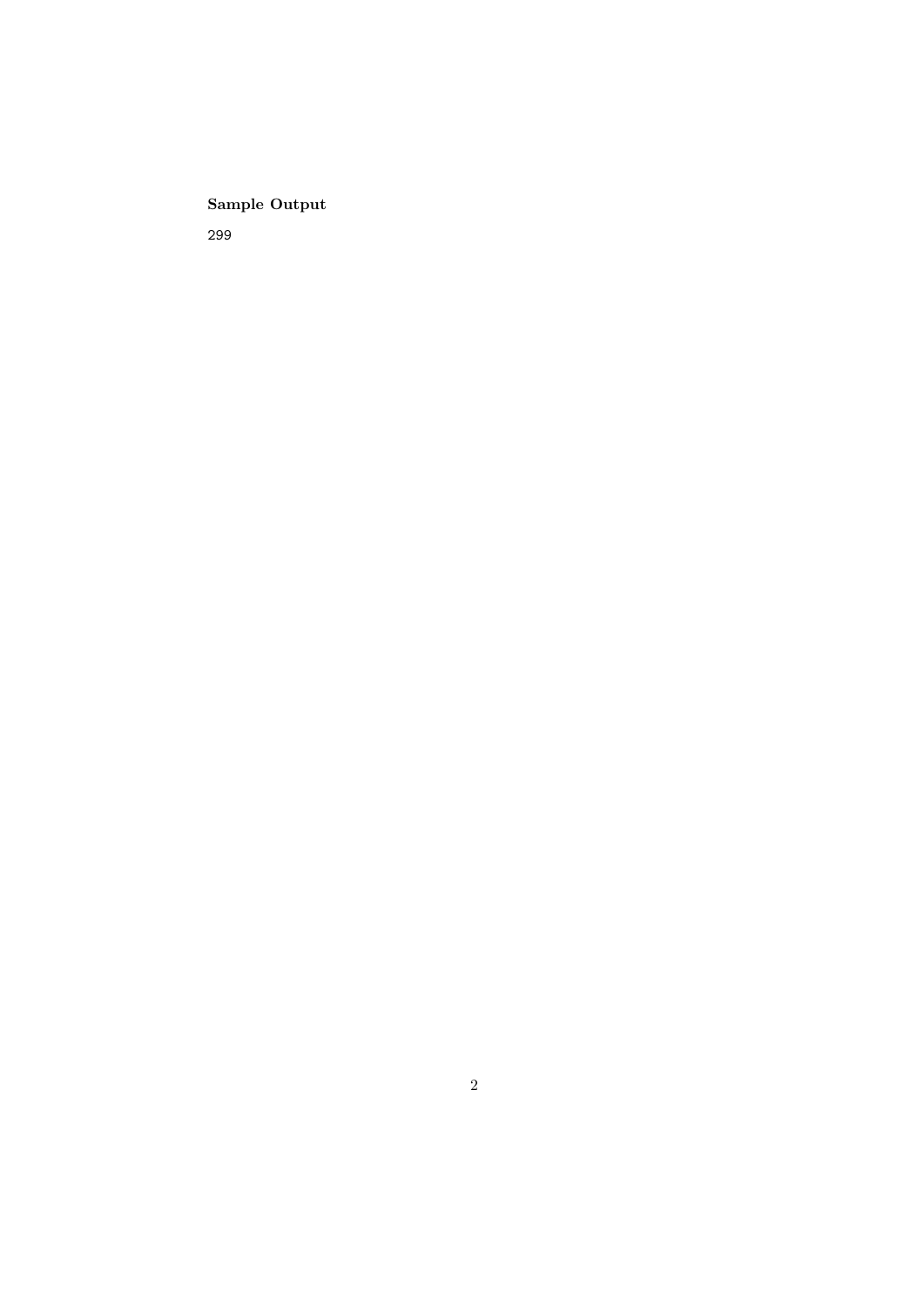**Sample Output**

```
299
```